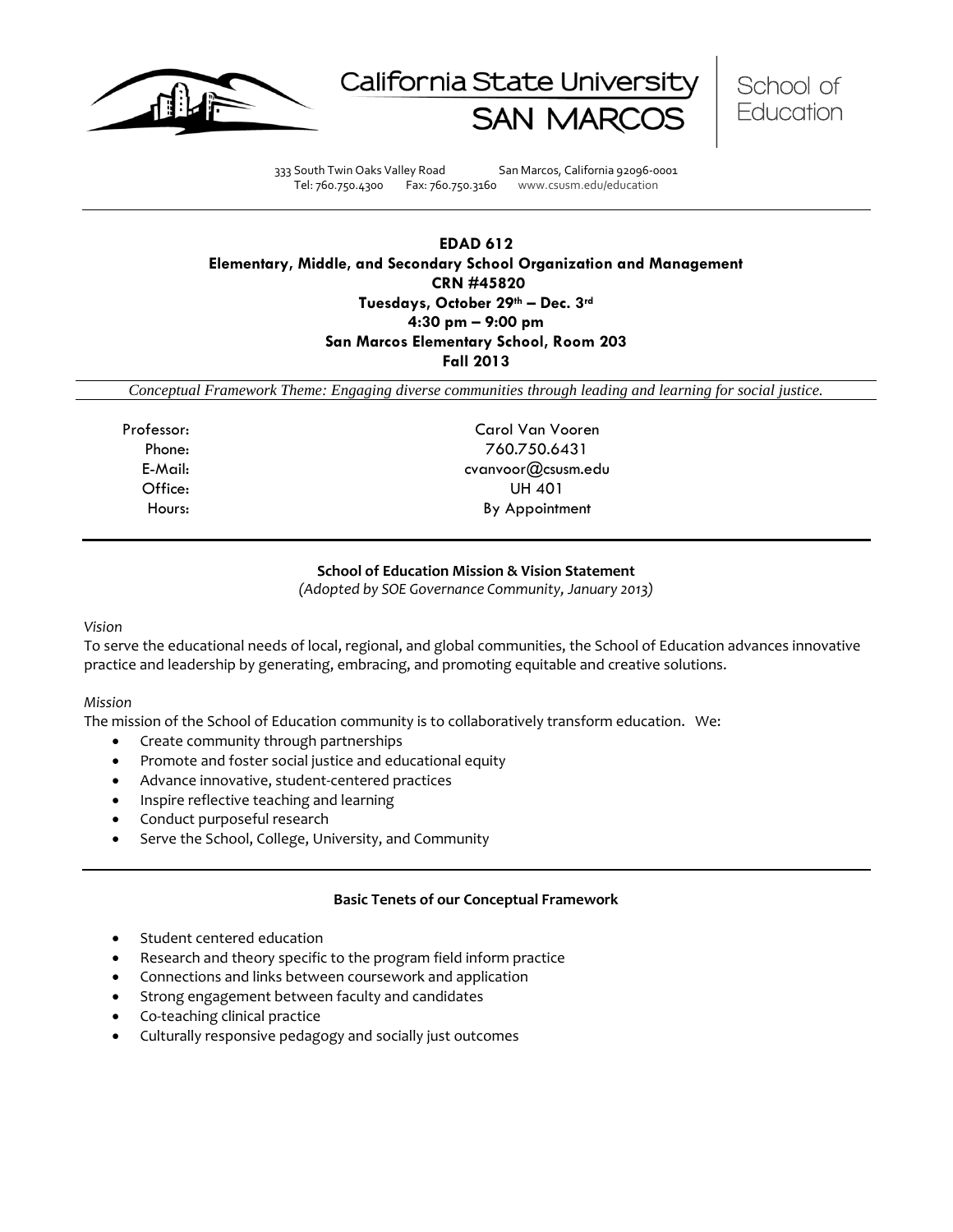California State University SAN MARCOS | School of Education

333 South Twin Oaks Valley Road San Marcos, California 92096-0001
Tel: 760.750.4300 Fax: 760.750.3160 www.csusm.edu/education

# EDAD 612
## Elementary, Middle, and Secondary School Organization and Management

**CRN #45820**
**Tuesdays, October 29th – Dec. 3rd**
**4:30 pm – 9:00 pm**
**San Marcos Elementary School, Room 203**
**Fall 2013**

*Conceptual Framework Theme: Engaging diverse communities through leading and learning for social justice.*

Professor: Carol Van Vooren
Phone: 760.750.6431
E-Mail: cvanvoor@csusm.edu
Office: UH 401
Hours: By Appointment

### School of Education Mission & Vision Statement

*(Adopted by SOE Governance Community, January 2013)*

*Vision*

To serve the educational needs of local, regional, and global communities, the School of Education advances innovative practice and leadership by generating, embracing, and promoting equitable and creative solutions.

*Mission*

The mission of the School of Education community is to collaboratively transform education. We:

- Create community through partnerships
- Promote and foster social justice and educational equity
- Advance innovative, student-centered practices
- Inspire reflective teaching and learning
- Conduct purposeful research
- Serve the School, College, University, and Community

### Basic Tenets of our Conceptual Framework

- Student centered education
- Research and theory specific to the program field inform practice
- Connections and links between coursework and application
- Strong engagement between faculty and candidates
- Co-teaching clinical practice
- Culturally responsive pedagogy and socially just outcomes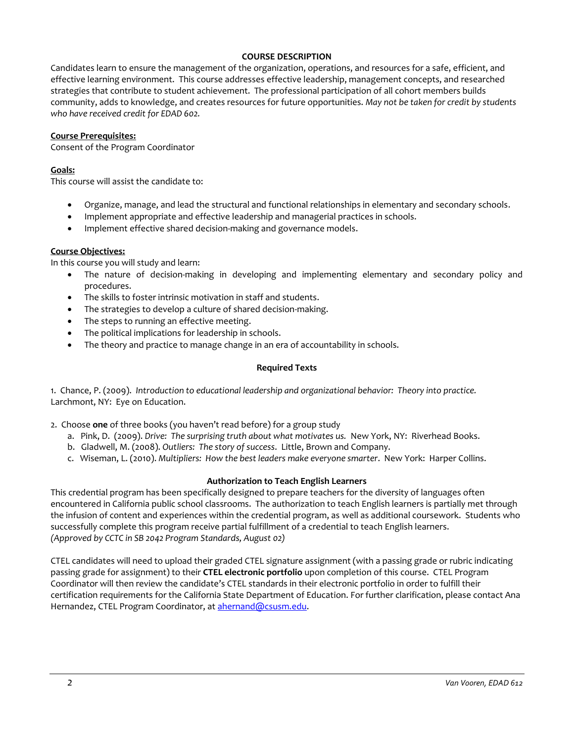## COURSE DESCRIPTION

Candidates learn to ensure the management of the organization, operations, and resources for a safe, efficient, and effective learning environment. This course addresses effective leadership, management concepts, and researched strategies that contribute to student achievement. The professional participation of all cohort members builds community, adds to knowledge, and creates resources for future opportunities. *May not be taken for credit by students who have received credit for EDAD 602.*

### Course Prerequisites:

Consent of the Program Coordinator

### Goals:

This course will assist the candidate to:

- Organize, manage, and lead the structural and functional relationships in elementary and secondary schools.
- Implement appropriate and effective leadership and managerial practices in schools.
- Implement effective shared decision-making and governance models.

### Course Objectives:

In this course you will study and learn:

- The nature of decision-making in developing and implementing elementary and secondary policy and procedures.
- The skills to foster intrinsic motivation in staff and students.
- The strategies to develop a culture of shared decision-making.
- The steps to running an effective meeting.
- The political implications for leadership in schools.
- The theory and practice to manage change in an era of accountability in schools.

## Required Texts

1. Chance, P. (2009). *Introduction to educational leadership and organizational behavior: Theory into practice.* Larchmont, NY: Eye on Education.

2. Choose **one** of three books (you haven't read before) for a group study
   a. Pink, D. (2009). *Drive: The surprising truth about what motivates us.* New York, NY: Riverhead Books.
   b. Gladwell, M. (2008). *Outliers: The story of success*. Little, Brown and Company.
   c. Wiseman, L. (2010). *Multipliers: How the best leaders make everyone smarter*. New York: Harper Collins.

## Authorization to Teach English Learners

This credential program has been specifically designed to prepare teachers for the diversity of languages often encountered in California public school classrooms. The authorization to teach English learners is partially met through the infusion of content and experiences within the credential program, as well as additional coursework. Students who successfully complete this program receive partial fulfillment of a credential to teach English learners. *(Approved by CCTC in SB 2042 Program Standards, August 02)*

CTEL candidates will need to upload their graded CTEL signature assignment (with a passing grade or rubric indicating passing grade for assignment) to their **CTEL electronic portfolio** upon completion of this course. CTEL Program Coordinator will then review the candidate's CTEL standards in their electronic portfolio in order to fulfill their certification requirements for the California State Department of Education. For further clarification, please contact Ana Hernandez, CTEL Program Coordinator, at ahernand@csusm.edu.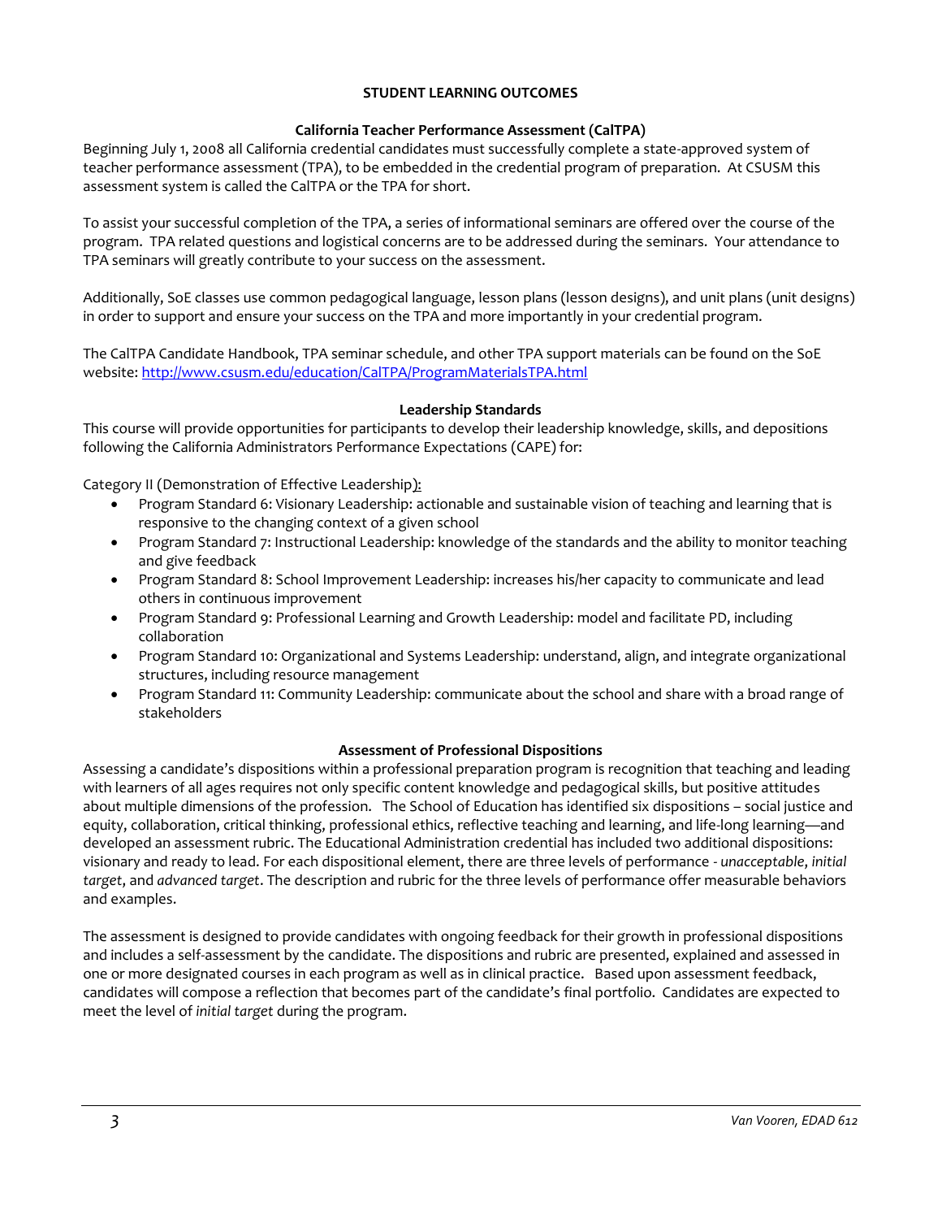## STUDENT LEARNING OUTCOMES

### California Teacher Performance Assessment (CalTPA)

Beginning July 1, 2008 all California credential candidates must successfully complete a state-approved system of teacher performance assessment (TPA), to be embedded in the credential program of preparation. At CSUSM this assessment system is called the CalTPA or the TPA for short.

To assist your successful completion of the TPA, a series of informational seminars are offered over the course of the program. TPA related questions and logistical concerns are to be addressed during the seminars. Your attendance to TPA seminars will greatly contribute to your success on the assessment.

Additionally, SoE classes use common pedagogical language, lesson plans (lesson designs), and unit plans (unit designs) in order to support and ensure your success on the TPA and more importantly in your credential program.

The CalTPA Candidate Handbook, TPA seminar schedule, and other TPA support materials can be found on the SoE website: [http://www.csusm.edu/education/CalTPA/ProgramMaterialsTPA.html](http://www.csusm.edu/education/CalTPA/ProgramMaterialsTPA.html)

### Leadership Standards

This course will provide opportunities for participants to develop their leadership knowledge, skills, and depositions following the California Administrators Performance Expectations (CAPE) for:

Category II (Demonstration of Effective Leadership):

- Program Standard 6: Visionary Leadership: actionable and sustainable vision of teaching and learning that is responsive to the changing context of a given school
- Program Standard 7: Instructional Leadership: knowledge of the standards and the ability to monitor teaching and give feedback
- Program Standard 8: School Improvement Leadership: increases his/her capacity to communicate and lead others in continuous improvement
- Program Standard 9: Professional Learning and Growth Leadership: model and facilitate PD, including collaboration
- Program Standard 10: Organizational and Systems Leadership: understand, align, and integrate organizational structures, including resource management
- Program Standard 11: Community Leadership: communicate about the school and share with a broad range of stakeholders

### Assessment of Professional Dispositions

Assessing a candidate's dispositions within a professional preparation program is recognition that teaching and leading with learners of all ages requires not only specific content knowledge and pedagogical skills, but positive attitudes about multiple dimensions of the profession. The School of Education has identified six dispositions – social justice and equity, collaboration, critical thinking, professional ethics, reflective teaching and learning, and life-long learning—and developed an assessment rubric. The Educational Administration credential has included two additional dispositions: visionary and ready to lead. For each dispositional element, there are three levels of performance - *unacceptable*, *initial target*, and *advanced target*. The description and rubric for the three levels of performance offer measurable behaviors and examples.

The assessment is designed to provide candidates with ongoing feedback for their growth in professional dispositions and includes a self-assessment by the candidate. The dispositions and rubric are presented, explained and assessed in one or more designated courses in each program as well as in clinical practice. Based upon assessment feedback, candidates will compose a reflection that becomes part of the candidate's final portfolio. Candidates are expected to meet the level of *initial target* during the program.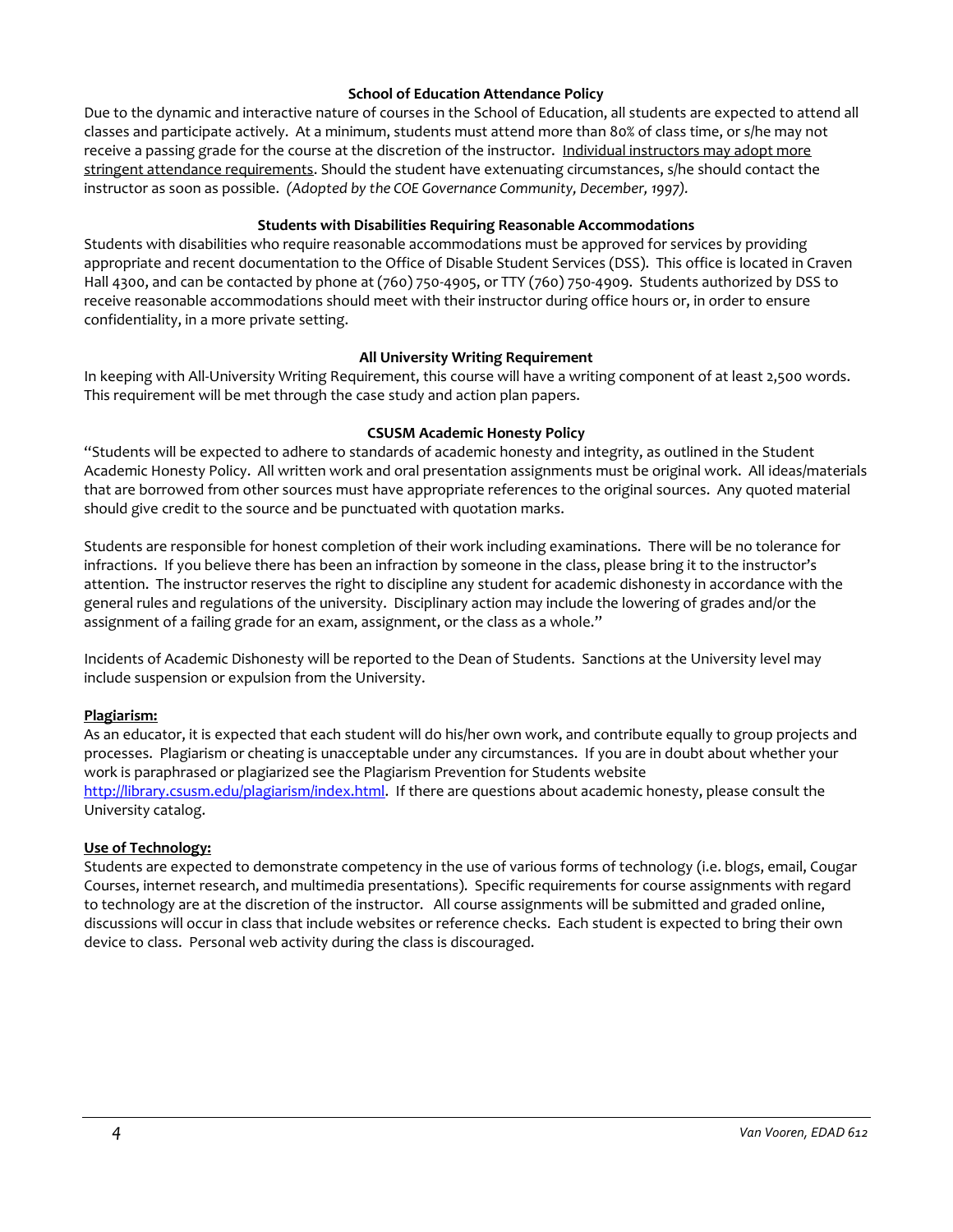### School of Education Attendance Policy

Due to the dynamic and interactive nature of courses in the School of Education, all students are expected to attend all classes and participate actively. At a minimum, students must attend more than 80% of class time, or s/he may not receive a passing grade for the course at the discretion of the instructor. <u>Individual instructors may adopt more stringent attendance requirements</u>. Should the student have extenuating circumstances, s/he should contact the instructor as soon as possible. *(Adopted by the COE Governance Community, December, 1997).*

### Students with Disabilities Requiring Reasonable Accommodations

Students with disabilities who require reasonable accommodations must be approved for services by providing appropriate and recent documentation to the Office of Disable Student Services (DSS). This office is located in Craven Hall 4300, and can be contacted by phone at (760) 750-4905, or TTY (760) 750-4909. Students authorized by DSS to receive reasonable accommodations should meet with their instructor during office hours or, in order to ensure confidentiality, in a more private setting.

### All University Writing Requirement

In keeping with All-University Writing Requirement, this course will have a writing component of at least 2,500 words. This requirement will be met through the case study and action plan papers.

### CSUSM Academic Honesty Policy

"Students will be expected to adhere to standards of academic honesty and integrity, as outlined in the Student Academic Honesty Policy. All written work and oral presentation assignments must be original work. All ideas/materials that are borrowed from other sources must have appropriate references to the original sources. Any quoted material should give credit to the source and be punctuated with quotation marks.

Students are responsible for honest completion of their work including examinations. There will be no tolerance for infractions. If you believe there has been an infraction by someone in the class, please bring it to the instructor's attention. The instructor reserves the right to discipline any student for academic dishonesty in accordance with the general rules and regulations of the university. Disciplinary action may include the lowering of grades and/or the assignment of a failing grade for an exam, assignment, or the class as a whole."

Incidents of Academic Dishonesty will be reported to the Dean of Students. Sanctions at the University level may include suspension or expulsion from the University.

**<u>Plagiarism:</u>**

As an educator, it is expected that each student will do his/her own work, and contribute equally to group projects and processes. Plagiarism or cheating is unacceptable under any circumstances. If you are in doubt about whether your work is paraphrased or plagiarized see the Plagiarism Prevention for Students website [http://library.csusm.edu/plagiarism/index.html](http://library.csusm.edu/plagiarism/index.html). If there are questions about academic honesty, please consult the University catalog.

**<u>Use of Technology:</u>**

Students are expected to demonstrate competency in the use of various forms of technology (i.e. blogs, email, Cougar Courses, internet research, and multimedia presentations). Specific requirements for course assignments with regard to technology are at the discretion of the instructor. All course assignments will be submitted and graded online, discussions will occur in class that include websites or reference checks. Each student is expected to bring their own device to class. Personal web activity during the class is discouraged.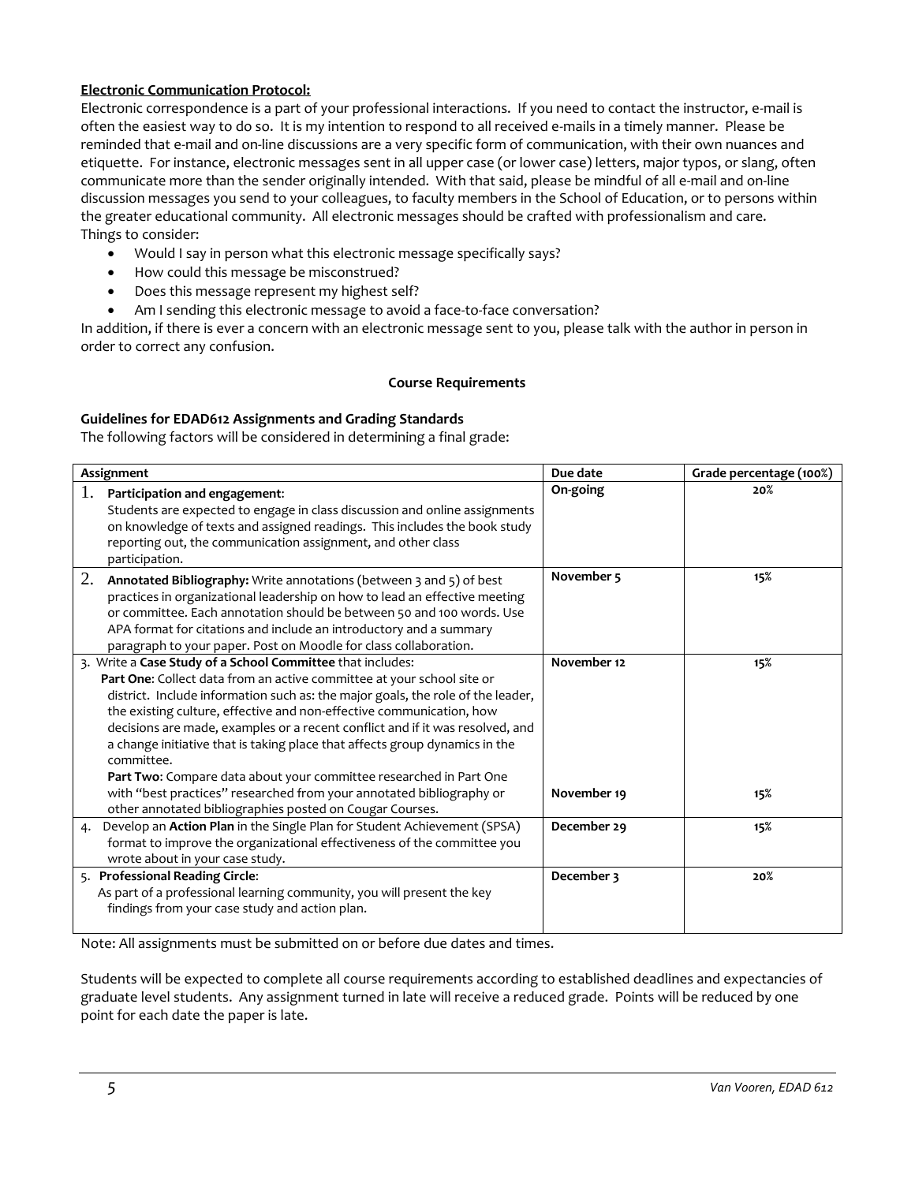**Electronic Communication Protocol:**

Electronic correspondence is a part of your professional interactions. If you need to contact the instructor, e-mail is often the easiest way to do so. It is my intention to respond to all received e-mails in a timely manner. Please be reminded that e-mail and on-line discussions are a very specific form of communication, with their own nuances and etiquette. For instance, electronic messages sent in all upper case (or lower case) letters, major typos, or slang, often communicate more than the sender originally intended. With that said, please be mindful of all e-mail and on-line discussion messages you send to your colleagues, to faculty members in the School of Education, or to persons within the greater educational community. All electronic messages should be crafted with professionalism and care.
Things to consider:

- Would I say in person what this electronic message specifically says?
- How could this message be misconstrued?
- Does this message represent my highest self?
- Am I sending this electronic message to avoid a face-to-face conversation?

In addition, if there is ever a concern with an electronic message sent to you, please talk with the author in person in order to correct any confusion.

## Course Requirements

### Guidelines for EDAD612 Assignments and Grading Standards

The following factors will be considered in determining a final grade:

| Assignment | Due date | Grade percentage (100%) |
|---|---|---|
| 1. **Participation and engagement**: Students are expected to engage in class discussion and online assignments on knowledge of texts and assigned readings. This includes the book study reporting out, the communication assignment, and other class participation. | **On-going** | **20%** |
| 2. **Annotated Bibliography:** Write annotations (between 3 and 5) of best practices in organizational leadership on how to lead an effective meeting or committee. Each annotation should be between 50 and 100 words. Use APA format for citations and include an introductory and a summary paragraph to your paper. Post on Moodle for class collaboration. | **November 5** | **15%** |
| 3. Write a **Case Study of a School Committee** that includes: **Part One**: Collect data from an active committee at your school site or district. Include information such as: the major goals, the role of the leader, the existing culture, effective and non-effective communication, how decisions are made, examples or a recent conflict and if it was resolved, and a change initiative that is taking place that affects group dynamics in the committee. | **November 12** | **15%** |
| **Part Two**: Compare data about your committee researched in Part One with "best practices" researched from your annotated bibliography or other annotated bibliographies posted on Cougar Courses. | **November 19** | **15%** |
| 4. Develop an **Action Plan** in the Single Plan for Student Achievement (SPSA) format to improve the organizational effectiveness of the committee you wrote about in your case study. | **December 29** | **15%** |
| 5. **Professional Reading Circle**: As part of a professional learning community, you will present the key findings from your case study and action plan. | **December 3** | **20%** |

Note: All assignments must be submitted on or before due dates and times.

Students will be expected to complete all course requirements according to established deadlines and expectancies of graduate level students. Any assignment turned in late will receive a reduced grade. Points will be reduced by one point for each date the paper is late.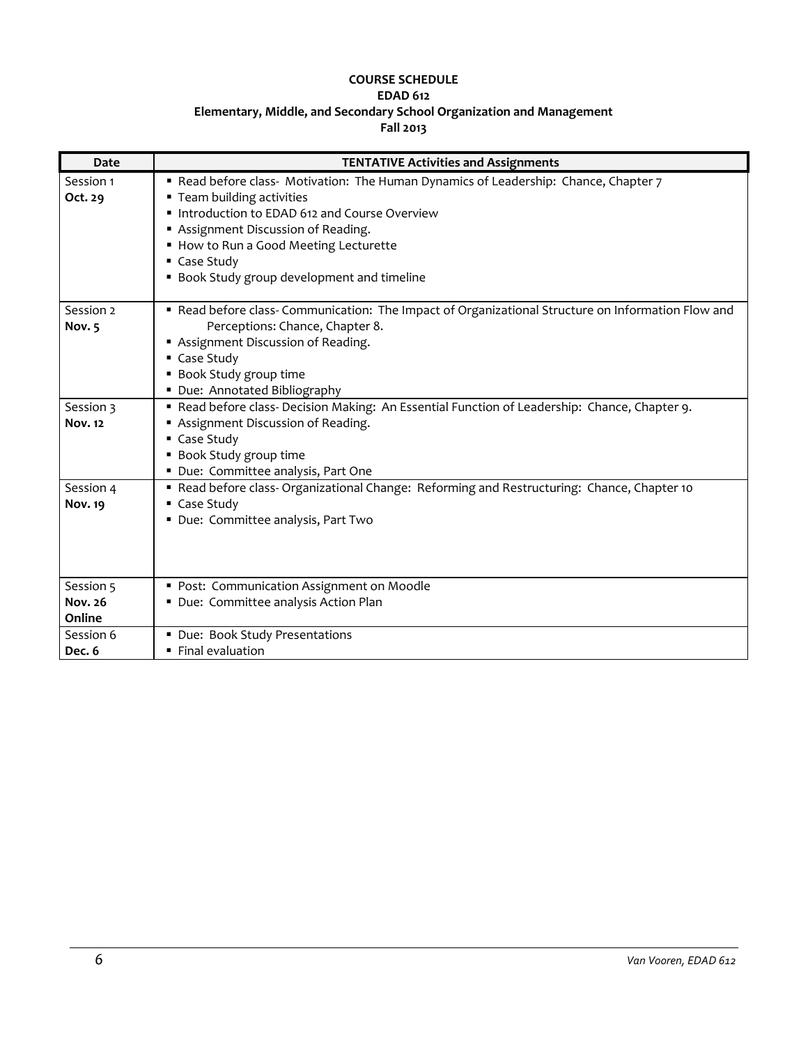**COURSE SCHEDULE**
**EDAD 612**
**Elementary, Middle, and Secondary School Organization and Management**
**Fall 2013**

| Date | TENTATIVE Activities and Assignments |
|---|---|
| Session 1<br>**Oct. 29** | ▪ Read before class- Motivation: The Human Dynamics of Leadership: Chance, Chapter 7<br>▪ Team building activities<br>▪ Introduction to EDAD 612 and Course Overview<br>▪ Assignment Discussion of Reading.<br>▪ How to Run a Good Meeting Lecturette<br>▪ Case Study<br>▪ Book Study group development and timeline |
| Session 2<br>**Nov. 5** | ▪ Read before class- Communication: The Impact of Organizational Structure on Information Flow and Perceptions: Chance, Chapter 8.<br>▪ Assignment Discussion of Reading.<br>▪ Case Study<br>▪ Book Study group time<br>▪ Due: Annotated Bibliography |
| Session 3<br>**Nov. 12** | ▪ Read before class- Decision Making: An Essential Function of Leadership: Chance, Chapter 9.<br>▪ Assignment Discussion of Reading.<br>▪ Case Study<br>▪ Book Study group time<br>▪ Due: Committee analysis, Part One |
| Session 4<br>**Nov. 19** | ▪ Read before class- Organizational Change: Reforming and Restructuring: Chance, Chapter 10<br>▪ Case Study<br>▪ Due: Committee analysis, Part Two |
| Session 5<br>**Nov. 26**<br>**Online** | ▪ Post: Communication Assignment on Moodle<br>▪ Due: Committee analysis Action Plan |
| Session 6<br>**Dec. 6** | ▪ Due: Book Study Presentations<br>▪ Final evaluation |